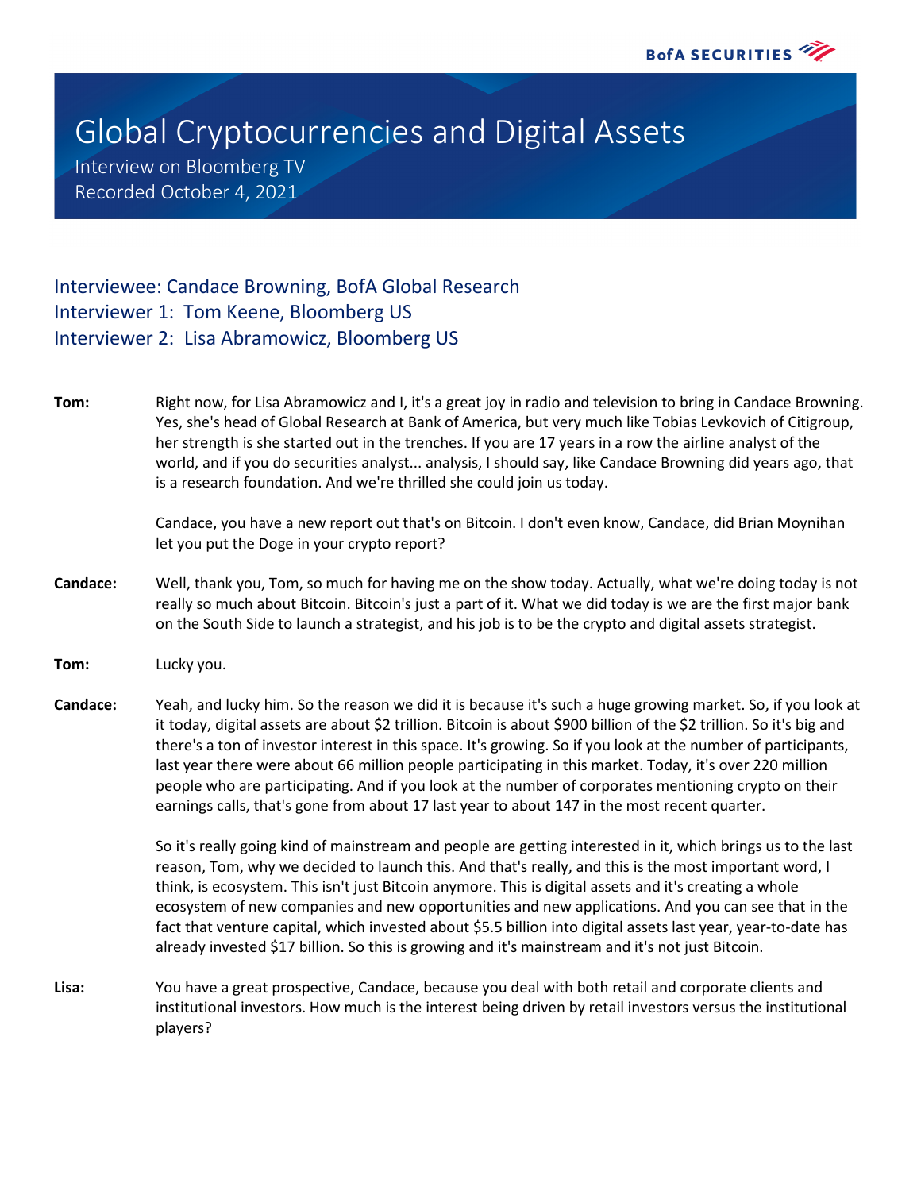# Global Cryptocurrencies and Digital Assets

Interview on Bloomberg TV
Recorded October 4, 2021

## Interviewee: Candace Browning, BofA Global Research
## Interviewer 1: Tom Keene, Bloomberg US
## Interviewer 2: Lisa Abramowicz, Bloomberg US

**Tom:** Right now, for Lisa Abramowicz and I, it's a great joy in radio and television to bring in Candace Browning. Yes, she's head of Global Research at Bank of America, but very much like Tobias Levkovich of Citigroup, her strength is she started out in the trenches. If you are 17 years in a row the airline analyst of the world, and if you do securities analyst... analysis, I should say, like Candace Browning did years ago, that is a research foundation. And we're thrilled she could join us today.

Candace, you have a new report out that's on Bitcoin. I don't even know, Candace, did Brian Moynihan let you put the Doge in your crypto report?

**Candace:** Well, thank you, Tom, so much for having me on the show today. Actually, what we're doing today is not really so much about Bitcoin. Bitcoin's just a part of it. What we did today is we are the first major bank on the South Side to launch a strategist, and his job is to be the crypto and digital assets strategist.

**Tom:** Lucky you.

**Candace:** Yeah, and lucky him. So the reason we did it is because it's such a huge growing market. So, if you look at it today, digital assets are about $2 trillion. Bitcoin is about $900 billion of the $2 trillion. So it's big and there's a ton of investor interest in this space. It's growing. So if you look at the number of participants, last year there were about 66 million people participating in this market. Today, it's over 220 million people who are participating. And if you look at the number of corporates mentioning crypto on their earnings calls, that's gone from about 17 last year to about 147 in the most recent quarter.

So it's really going kind of mainstream and people are getting interested in it, which brings us to the last reason, Tom, why we decided to launch this. And that's really, and this is the most important word, I think, is ecosystem. This isn't just Bitcoin anymore. This is digital assets and it's creating a whole ecosystem of new companies and new opportunities and new applications. And you can see that in the fact that venture capital, which invested about $5.5 billion into digital assets last year, year-to-date has already invested $17 billion. So this is growing and it's mainstream and it's not just Bitcoin.

**Lisa:** You have a great prospective, Candace, because you deal with both retail and corporate clients and institutional investors. How much is the interest being driven by retail investors versus the institutional players?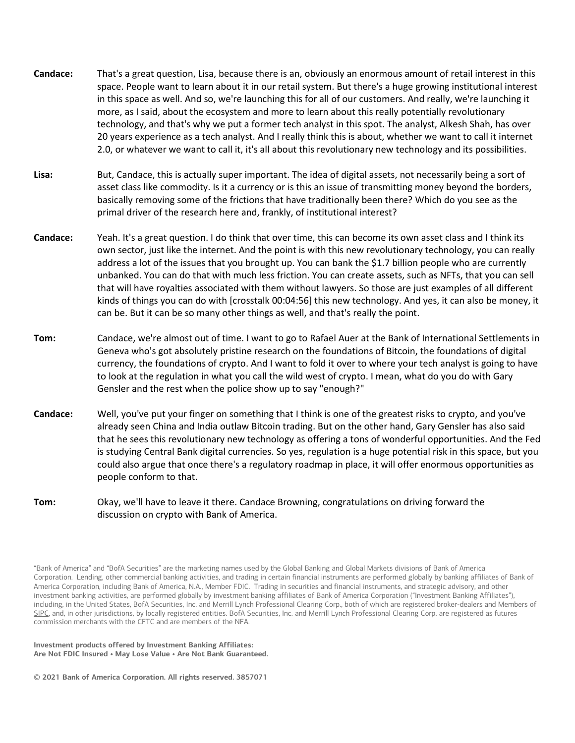**Candace:** That's a great question, Lisa, because there is an, obviously an enormous amount of retail interest in this space. People want to learn about it in our retail system. But there's a huge growing institutional interest in this space as well. And so, we're launching this for all of our customers. And really, we're launching it more, as I said, about the ecosystem and more to learn about this really potentially revolutionary technology, and that's why we put a former tech analyst in this spot. The analyst, Alkesh Shah, has over 20 years experience as a tech analyst. And I really think this is about, whether we want to call it internet 2.0, or whatever we want to call it, it's all about this revolutionary new technology and its possibilities.

**Lisa:** But, Candace, this is actually super important. The idea of digital assets, not necessarily being a sort of asset class like commodity. Is it a currency or is this an issue of transmitting money beyond the borders, basically removing some of the frictions that have traditionally been there? Which do you see as the primal driver of the research here and, frankly, of institutional interest?

**Candace:** Yeah. It's a great question. I do think that over time, this can become its own asset class and I think its own sector, just like the internet. And the point is with this new revolutionary technology, you can really address a lot of the issues that you brought up. You can bank the $1.7 billion people who are currently unbanked. You can do that with much less friction. You can create assets, such as NFTs, that you can sell that will have royalties associated with them without lawyers. So those are just examples of all different kinds of things you can do with [crosstalk 00:04:56] this new technology. And yes, it can also be money, it can be. But it can be so many other things as well, and that's really the point.

**Tom:** Candace, we're almost out of time. I want to go to Rafael Auer at the Bank of International Settlements in Geneva who's got absolutely pristine research on the foundations of Bitcoin, the foundations of digital currency, the foundations of crypto. And I want to fold it over to where your tech analyst is going to have to look at the regulation in what you call the wild west of crypto. I mean, what do you do with Gary Gensler and the rest when the police show up to say "enough?"

**Candace:** Well, you've put your finger on something that I think is one of the greatest risks to crypto, and you've already seen China and India outlaw Bitcoin trading. But on the other hand, Gary Gensler has also said that he sees this revolutionary new technology as offering a tons of wonderful opportunities. And the Fed is studying Central Bank digital currencies. So yes, regulation is a huge potential risk in this space, but you could also argue that once there's a regulatory roadmap in place, it will offer enormous opportunities as people conform to that.

**Tom:** Okay, we'll have to leave it there. Candace Browning, congratulations on driving forward the discussion on crypto with Bank of America.

"Bank of America" and "BofA Securities" are the marketing names used by the Global Banking and Global Markets divisions of Bank of America Corporation. Lending, other commercial banking activities, and trading in certain financial instruments are performed globally by banking affiliates of Bank of America Corporation, including Bank of America, N.A., Member FDIC. Trading in securities and financial instruments, and strategic advisory, and other investment banking activities, are performed globally by investment banking affiliates of Bank of America Corporation ("Investment Banking Affiliates"), including, in the United States, BofA Securities, Inc. and Merrill Lynch Professional Clearing Corp., both of which are registered broker-dealers and Members of SIPC, and, in other jurisdictions, by locally registered entities. BofA Securities, Inc. and Merrill Lynch Professional Clearing Corp. are registered as futures commission merchants with the CFTC and are members of the NFA.

**Investment products offered by Investment Banking Affiliates:**
**Are Not FDIC Insured • May Lose Value • Are Not Bank Guaranteed.**

**© 2021 Bank of America Corporation. All rights reserved. 3857071**